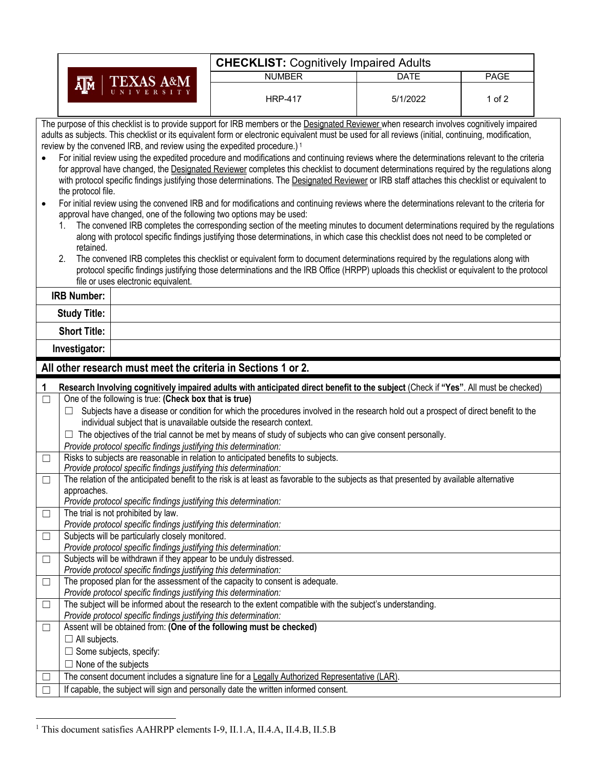| | **CHECKLIST:** Cognitively Impaired Adults | | |
|---|---|---|---|
| TEXAS A&M UNIVERSITY | NUMBER | DATE | PAGE |
| | HRP-417 | 5/1/2022 | 1 of 2 |

The purpose of this checklist is to provide support for IRB members or the Designated Reviewer when research involves cognitively impaired adults as subjects. This checklist or its equivalent form or electronic equivalent must be used for all reviews (initial, continuing, modification, review by the convened IRB, and review using the expedited procedure.)[1]

- For initial review using the expedited procedure and modifications and continuing reviews where the determinations relevant to the criteria for approval have changed, the Designated Reviewer completes this checklist to document determinations required by the regulations along with protocol specific findings justifying those determinations. The Designated Reviewer or IRB staff attaches this checklist or equivalent to the protocol file.
- For initial review using the convened IRB and for modifications and continuing reviews where the determinations relevant to the criteria for approval have changed, one of the following two options may be used:
  1. The convened IRB completes the corresponding section of the meeting minutes to document determinations required by the regulations along with protocol specific findings justifying those determinations, in which case this checklist does not need to be completed or retained.
  2. The convened IRB completes this checklist or equivalent form to document determinations required by the regulations along with protocol specific findings justifying those determinations and the IRB Office (HRPP) uploads this checklist or equivalent to the protocol file or uses electronic equivalent.

| | |
|---|---|
| **IRB Number:** | |
| **Study Title:** | |
| **Short Title:** | |
| **Investigator:** | |

**All other research must meet the criteria in Sections 1 or 2.**

| | **1 Research Involving cognitively impaired adults with anticipated direct benefit to the subject** (Check if **"Yes"**. All must be checked) |
|---|---|
| ☐ | One of the following is true: **(Check box that is true)**<br>☐ Subjects have a disease or condition for which the procedures involved in the research hold out a prospect of direct benefit to the individual subject that is unavailable outside the research context.<br>☐ The objectives of the trial cannot be met by means of study of subjects who can give consent personally.<br>*Provide protocol specific findings justifying this determination:* |
| ☐ | Risks to subjects are reasonable in relation to anticipated benefits to subjects.<br>*Provide protocol specific findings justifying this determination:* |
| ☐ | The relation of the anticipated benefit to the risk is at least as favorable to the subjects as that presented by available alternative approaches.<br>*Provide protocol specific findings justifying this determination:* |
| ☐ | The trial is not prohibited by law.<br>*Provide protocol specific findings justifying this determination:* |
| ☐ | Subjects will be particularly closely monitored.<br>*Provide protocol specific findings justifying this determination:* |
| ☐ | Subjects will be withdrawn if they appear to be unduly distressed.<br>*Provide protocol specific findings justifying this determination:* |
| ☐ | The proposed plan for the assessment of the capacity to consent is adequate.<br>*Provide protocol specific findings justifying this determination:* |
| ☐ | The subject will be informed about the research to the extent compatible with the subject's understanding.<br>*Provide protocol specific findings justifying this determination:* |
| ☐ | Assent will be obtained from: **(One of the following must be checked)**<br>☐ All subjects.<br>☐ Some subjects, specify:<br>☐ None of the subjects |
| ☐ | The consent document includes a signature line for a Legally Authorized Representative (LAR). |
| ☐ | If capable, the subject will sign and personally date the written informed consent. |

[1] This document satisfies AAHRPP elements I-9, II.1.A, II.4.A, II.4.B, II.5.B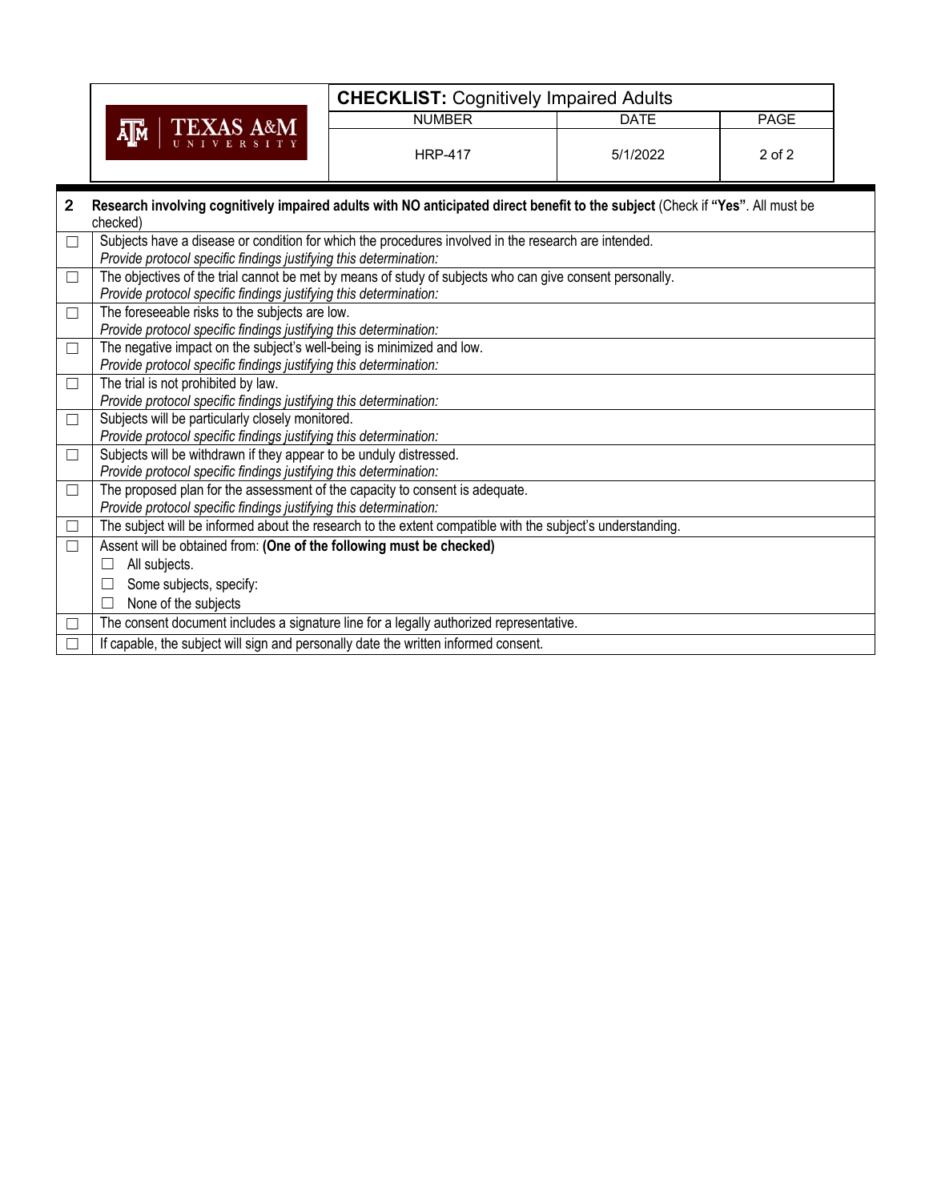| ☐ | **2 Research involving cognitively impaired adults with NO anticipated direct benefit to the subject** (Check if **"Yes"**. All must be checked) |
|---|---|
| ☐ | Subjects have a disease or condition for which the procedures involved in the research are intended.<br>*Provide protocol specific findings justifying this determination:* |
| ☐ | The objectives of the trial cannot be met by means of study of subjects who can give consent personally.<br>*Provide protocol specific findings justifying this determination:* |
| ☐ | The foreseeable risks to the subjects are low.<br>*Provide protocol specific findings justifying this determination:* |
| ☐ | The negative impact on the subject's well-being is minimized and low.<br>*Provide protocol specific findings justifying this determination:* |
| ☐ | The trial is not prohibited by law.<br>*Provide protocol specific findings justifying this determination:* |
| ☐ | Subjects will be particularly closely monitored.<br>*Provide protocol specific findings justifying this determination:* |
| ☐ | Subjects will be withdrawn if they appear to be unduly distressed.<br>*Provide protocol specific findings justifying this determination:* |
| ☐ | The proposed plan for the assessment of the capacity to consent is adequate.<br>*Provide protocol specific findings justifying this determination:* |
| ☐ | The subject will be informed about the research to the extent compatible with the subject's understanding. |
| ☐ | Assent will be obtained from: **(One of the following must be checked)**<br>☐ All subjects.<br>☐ Some subjects, specify:<br>☐ None of the subjects |
| ☐ | The consent document includes a signature line for a legally authorized representative. |
| ☐ | If capable, the subject will sign and personally date the written informed consent. |